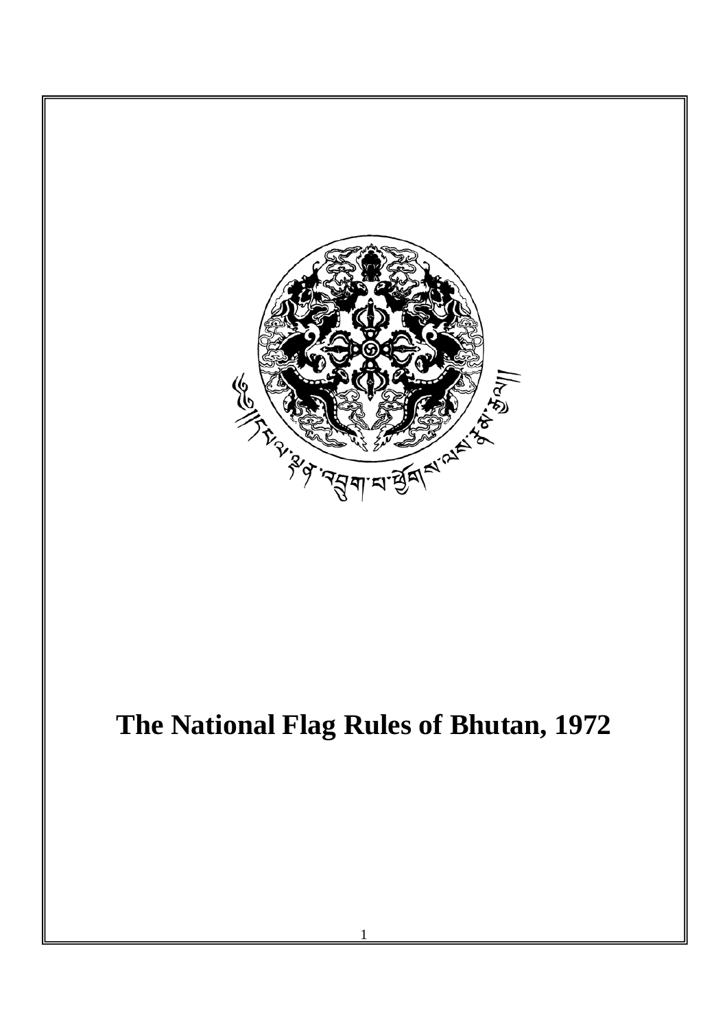# The National Flag Rules of Bhutan, 1972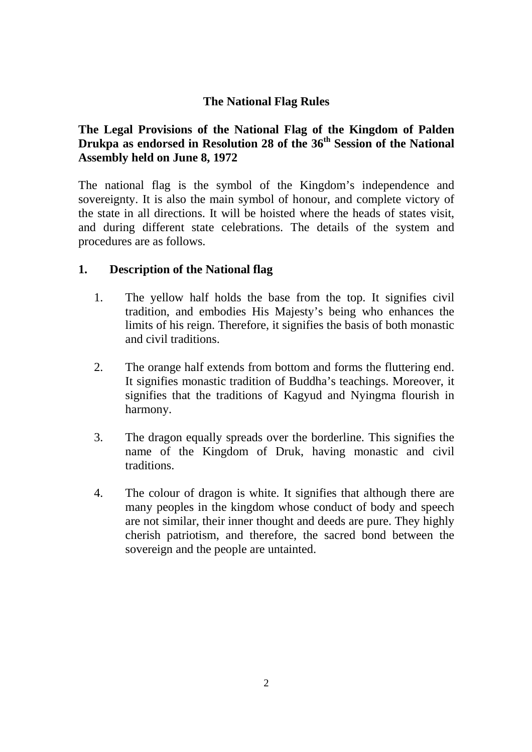## The National Flag Rules

### The Legal Provisions of the National Flag of the Kingdom of Palden Drukpa as endorsed in Resolution 28 of the 36th Session of the National Assembly held on June 8, 1972

The national flag is the symbol of the Kingdom's independence and sovereignty. It is also the main symbol of honour, and complete victory of the state in all directions. It will be hoisted where the heads of states visit, and during different state celebrations. The details of the system and procedures are as follows.

### 1. Description of the National flag

1. The yellow half holds the base from the top. It signifies civil tradition, and embodies His Majesty's being who enhances the limits of his reign. Therefore, it signifies the basis of both monastic and civil traditions.

2. The orange half extends from bottom and forms the fluttering end. It signifies monastic tradition of Buddha's teachings. Moreover, it signifies that the traditions of Kagyud and Nyingma flourish in harmony.

3. The dragon equally spreads over the borderline. This signifies the name of the Kingdom of Druk, having monastic and civil traditions.

4. The colour of dragon is white. It signifies that although there are many peoples in the kingdom whose conduct of body and speech are not similar, their inner thought and deeds are pure. They highly cherish patriotism, and therefore, the sacred bond between the sovereign and the people are untainted.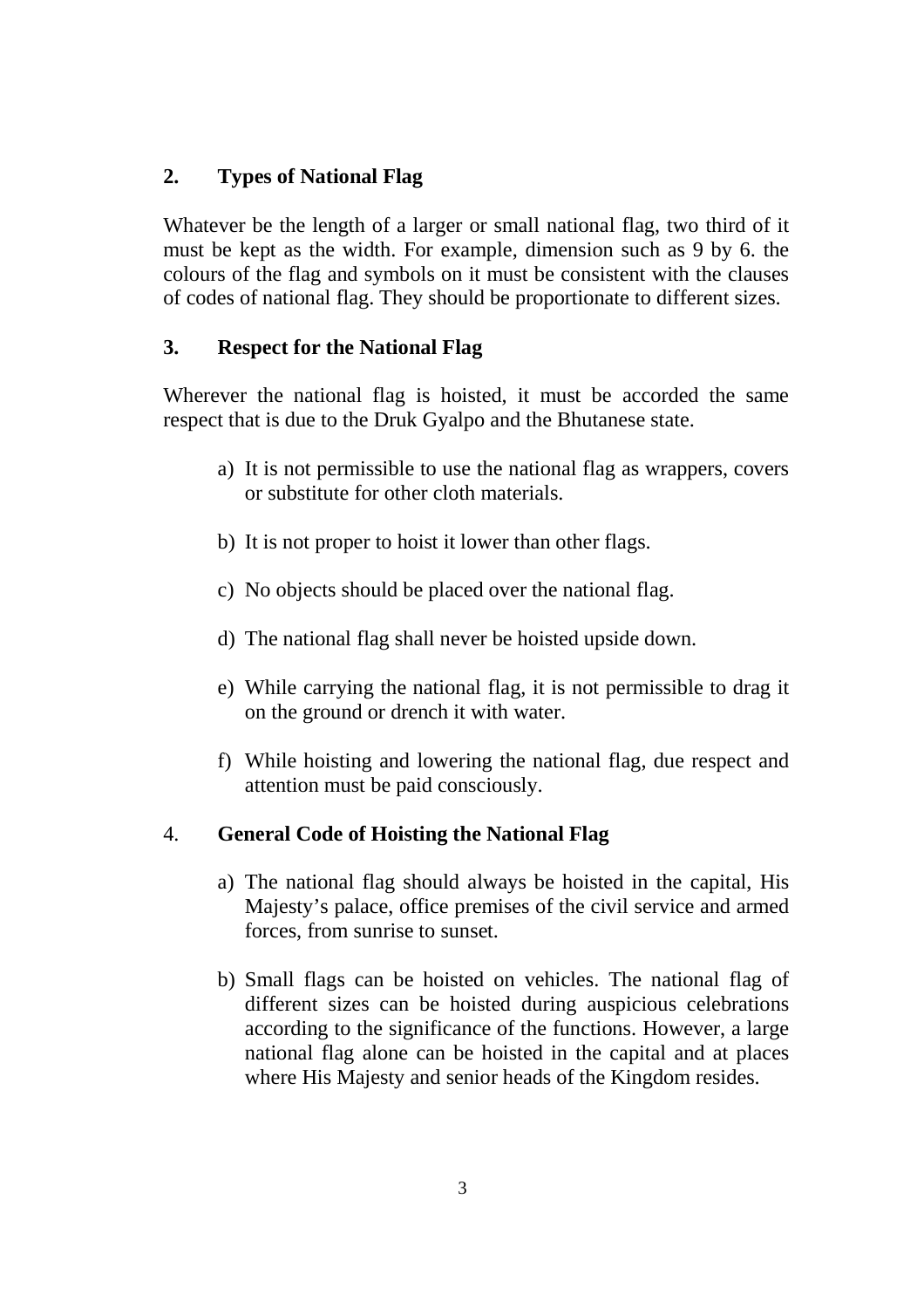## 2. Types of National Flag

Whatever be the length of a larger or small national flag, two third of it must be kept as the width. For example, dimension such as 9 by 6. the colours of the flag and symbols on it must be consistent with the clauses of codes of national flag. They should be proportionate to different sizes.

## 3. Respect for the National Flag

Wherever the national flag is hoisted, it must be accorded the same respect that is due to the Druk Gyalpo and the Bhutanese state.

a) It is not permissible to use the national flag as wrappers, covers or substitute for other cloth materials.

b) It is not proper to hoist it lower than other flags.

c) No objects should be placed over the national flag.

d) The national flag shall never be hoisted upside down.

e) While carrying the national flag, it is not permissible to drag it on the ground or drench it with water.

f) While hoisting and lowering the national flag, due respect and attention must be paid consciously.

## 4. General Code of Hoisting the National Flag

a) The national flag should always be hoisted in the capital, His Majesty's palace, office premises of the civil service and armed forces, from sunrise to sunset.

b) Small flags can be hoisted on vehicles. The national flag of different sizes can be hoisted during auspicious celebrations according to the significance of the functions. However, a large national flag alone can be hoisted in the capital and at places where His Majesty and senior heads of the Kingdom resides.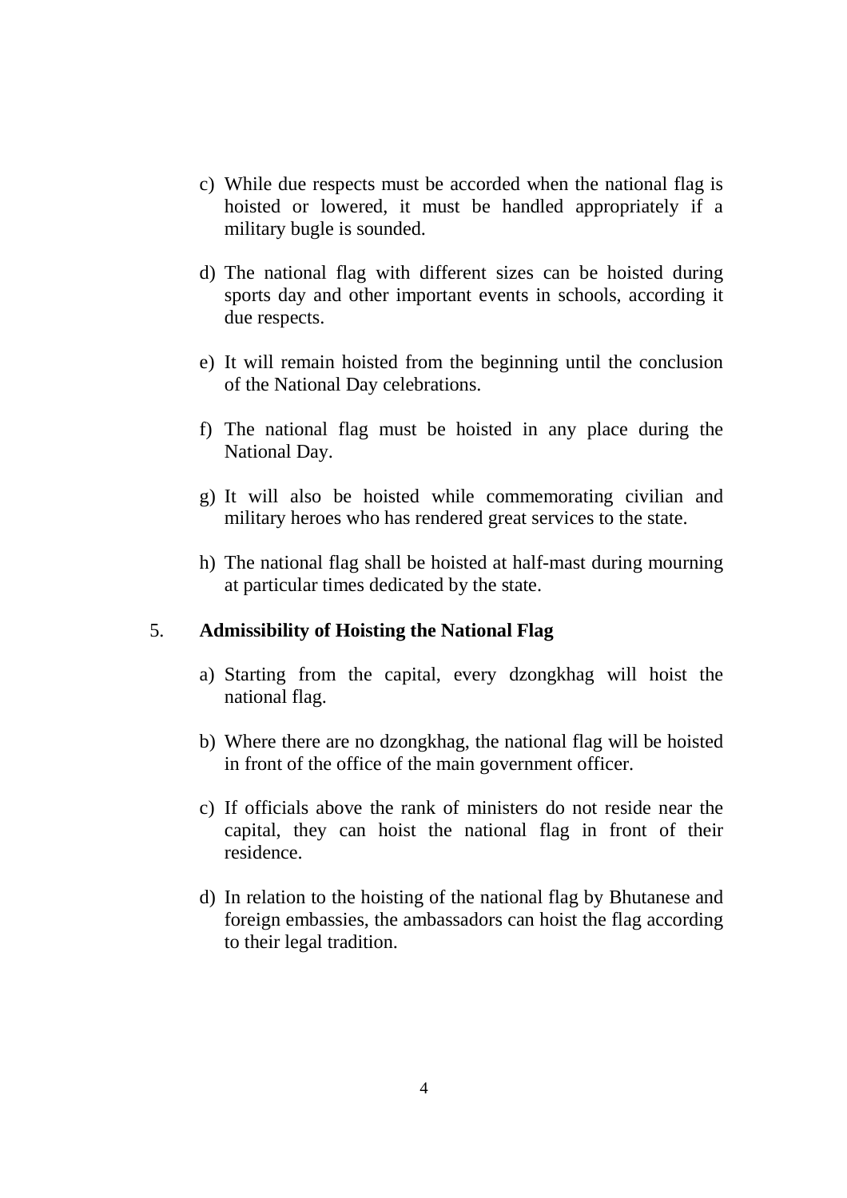c) While due respects must be accorded when the national flag is hoisted or lowered, it must be handled appropriately if a military bugle is sounded.

d) The national flag with different sizes can be hoisted during sports day and other important events in schools, according it due respects.

e) It will remain hoisted from the beginning until the conclusion of the National Day celebrations.

f) The national flag must be hoisted in any place during the National Day.

g) It will also be hoisted while commemorating civilian and military heroes who has rendered great services to the state.

h) The national flag shall be hoisted at half-mast during mourning at particular times dedicated by the state.

## 5. Admissibility of Hoisting the National Flag

a) Starting from the capital, every dzongkhag will hoist the national flag.

b) Where there are no dzongkhag, the national flag will be hoisted in front of the office of the main government officer.

c) If officials above the rank of ministers do not reside near the capital, they can hoist the national flag in front of their residence.

d) In relation to the hoisting of the national flag by Bhutanese and foreign embassies, the ambassadors can hoist the flag according to their legal tradition.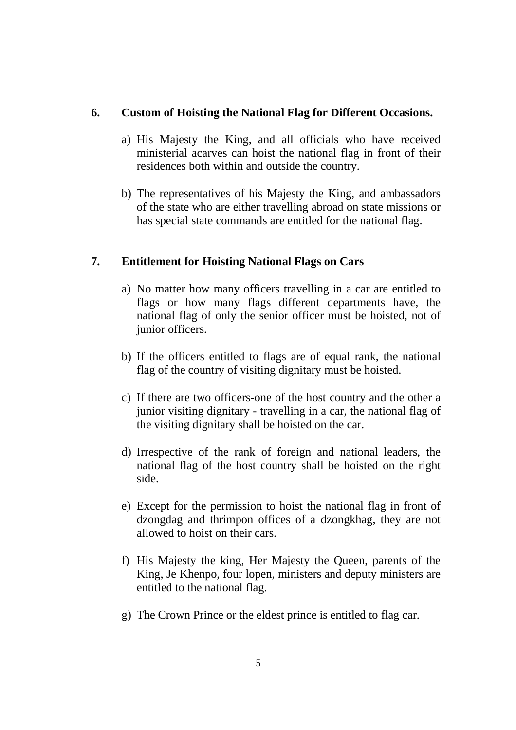## 6. Custom of Hoisting the National Flag for Different Occasions.

a) His Majesty the King, and all officials who have received ministerial acarves can hoist the national flag in front of their residences both within and outside the country.

b) The representatives of his Majesty the King, and ambassadors of the state who are either travelling abroad on state missions or has special state commands are entitled for the national flag.

## 7. Entitlement for Hoisting National Flags on Cars

a) No matter how many officers travelling in a car are entitled to flags or how many flags different departments have, the national flag of only the senior officer must be hoisted, not of junior officers.

b) If the officers entitled to flags are of equal rank, the national flag of the country of visiting dignitary must be hoisted.

c) If there are two officers-one of the host country and the other a junior visiting dignitary - travelling in a car, the national flag of the visiting dignitary shall be hoisted on the car.

d) Irrespective of the rank of foreign and national leaders, the national flag of the host country shall be hoisted on the right side.

e) Except for the permission to hoist the national flag in front of dzongdag and thrimpon offices of a dzongkhag, they are not allowed to hoist on their cars.

f) His Majesty the king, Her Majesty the Queen, parents of the King, Je Khenpo, four lopen, ministers and deputy ministers are entitled to the national flag.

g) The Crown Prince or the eldest prince is entitled to flag car.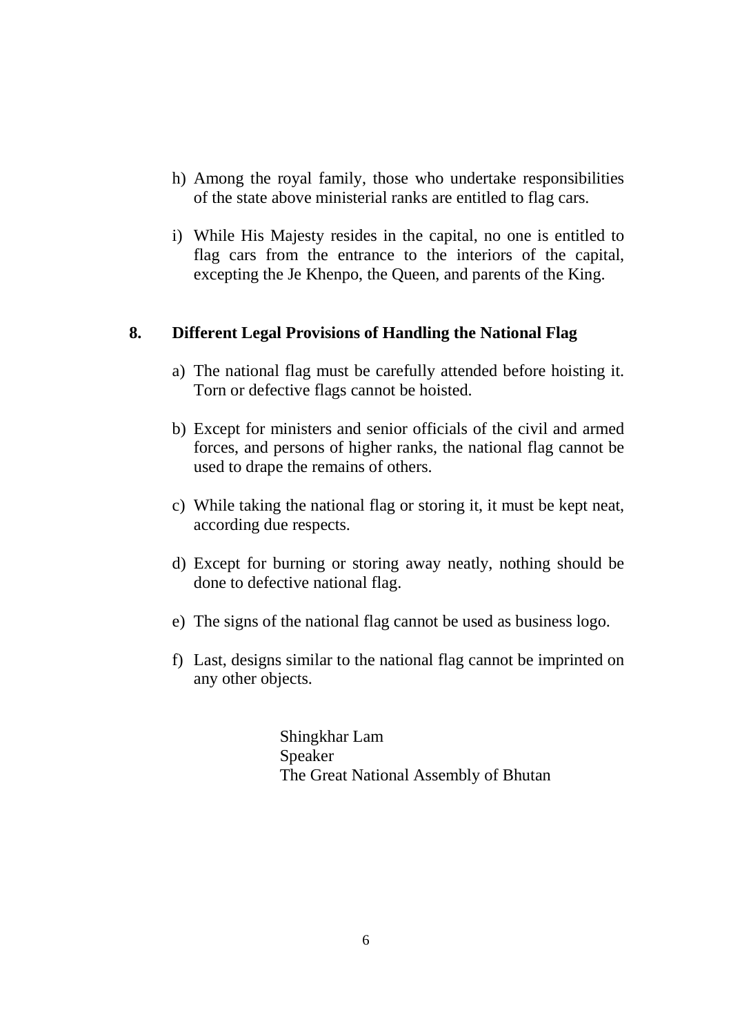h) Among the royal family, those who undertake responsibilities of the state above ministerial ranks are entitled to flag cars.

i) While His Majesty resides in the capital, no one is entitled to flag cars from the entrance to the interiors of the capital, excepting the Je Khenpo, the Queen, and parents of the King.

## 8. Different Legal Provisions of Handling the National Flag

a) The national flag must be carefully attended before hoisting it. Torn or defective flags cannot be hoisted.

b) Except for ministers and senior officials of the civil and armed forces, and persons of higher ranks, the national flag cannot be used to drape the remains of others.

c) While taking the national flag or storing it, it must be kept neat, according due respects.

d) Except for burning or storing away neatly, nothing should be done to defective national flag.

e) The signs of the national flag cannot be used as business logo.

f) Last, designs similar to the national flag cannot be imprinted on any other objects.

Shingkhar Lam
Speaker
The Great National Assembly of Bhutan